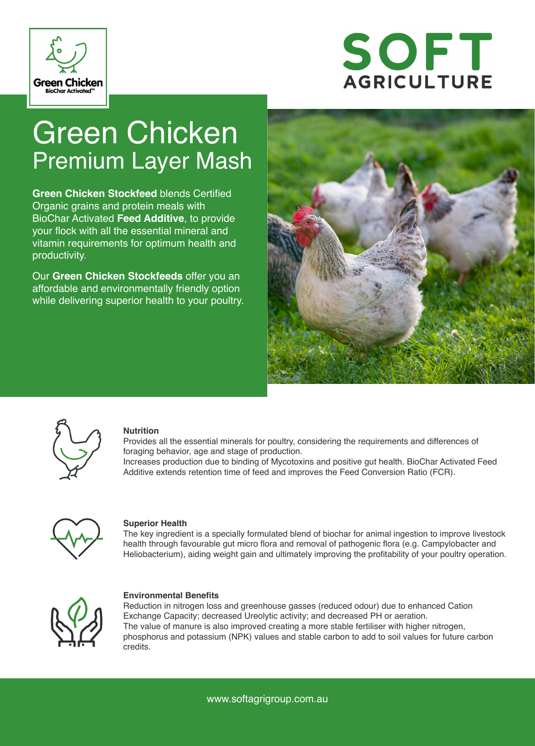Green Chicken
BioChar Activated™

SOFT AGRICULTURE

# Green Chicken
## Premium Layer Mash

**Green Chicken Stockfeed** blends Certified Organic grains and protein meals with BioChar Activated **Feed Additive**, to provide your flock with all the essential mineral and vitamin requirements for optimum health and productivity.

Our **Green Chicken Stockfeeds** offer you an affordable and environmentally friendly option while delivering superior health to your poultry.

**Nutrition**

Provides all the essential minerals for poultry, considering the requirements and differences of foraging behavior, age and stage of production.
Increases production due to binding of Mycotoxins and positive gut health. BioChar Activated Feed Additive extends retention time of feed and improves the Feed Conversion Ratio (FCR).

**Superior Health**

The key ingredient is a specially formulated blend of biochar for animal ingestion to improve livestock health through favourable gut micro flora and removal of pathogenic flora (e.g. Campylobacter and Heliobacterium), aiding weight gain and ultimately improving the profitability of your poultry operation.

**Environmental Benefits**

Reduction in nitrogen loss and greenhouse gasses (reduced odour) due to enhanced Cation Exchange Capacity; decreased Ureolytic activity; and decreased PH or aeration.
The value of manure is also improved creating a more stable fertiliser with higher nitrogen, phosphorus and potassium (NPK) values and stable carbon to add to soil values for future carbon credits.

www.softagrigroup.com.au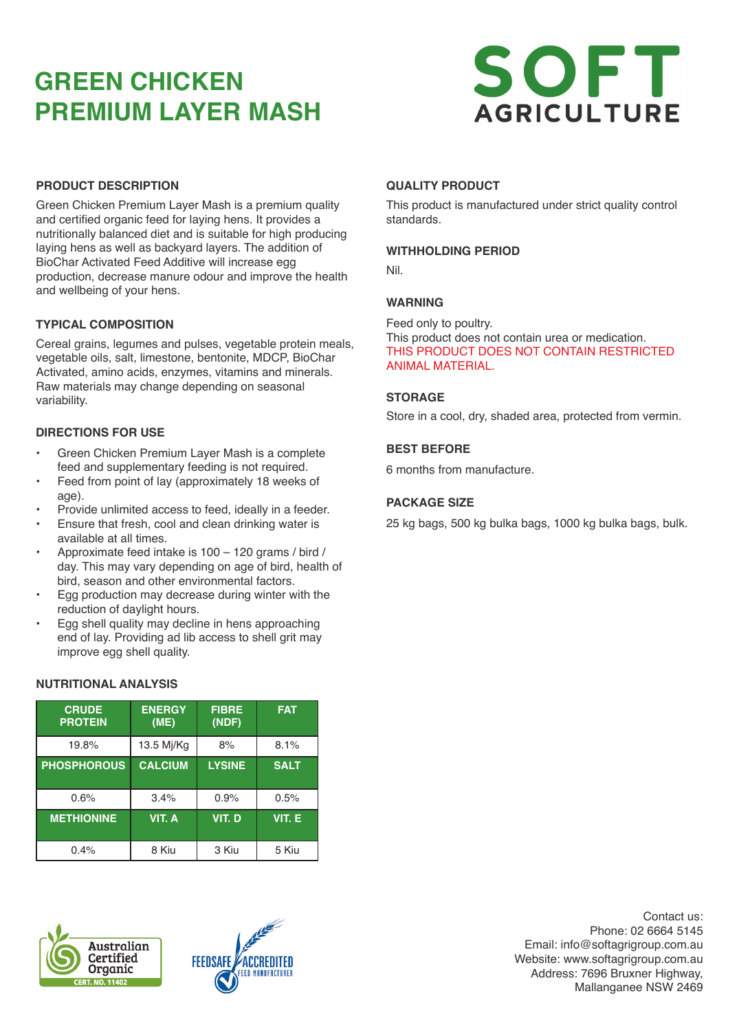# GREEN CHICKEN PREMIUM LAYER MASH

SOFT AGRICULTURE

## PRODUCT DESCRIPTION

Green Chicken Premium Layer Mash is a premium quality and certified organic feed for laying hens. It provides a nutritionally balanced diet and is suitable for high producing laying hens as well as backyard layers. The addition of BioChar Activated Feed Additive will increase egg production, decrease manure odour and improve the health and wellbeing of your hens.

## TYPICAL COMPOSITION

Cereal grains, legumes and pulses, vegetable protein meals, vegetable oils, salt, limestone, bentonite, MDCP, BioChar Activated, amino acids, enzymes, vitamins and minerals. Raw materials may change depending on seasonal variability.

## DIRECTIONS FOR USE

- Green Chicken Premium Layer Mash is a complete feed and supplementary feeding is not required.
- Feed from point of lay (approximately 18 weeks of age).
- Provide unlimited access to feed, ideally in a feeder.
- Ensure that fresh, cool and clean drinking water is available at all times.
- Approximate feed intake is 100 – 120 grams / bird / day. This may vary depending on age of bird, health of bird, season and other environmental factors.
- Egg production may decrease during winter with the reduction of daylight hours.
- Egg shell quality may decline in hens approaching end of lay. Providing ad lib access to shell grit may improve egg shell quality.

## NUTRITIONAL ANALYSIS

| CRUDE PROTEIN | ENERGY (ME) | FIBRE (NDF) | FAT |
|---|---|---|---|
| 19.8% | 13.5 Mj/Kg | 8% | 8.1% |
| **PHOSPHOROUS** | **CALCIUM** | **LYSINE** | **SALT** |
| 0.6% | 3.4% | 0.9% | 0.5% |
| **METHIONINE** | **VIT. A** | **VIT. D** | **VIT. E** |
| 0.4% | 8 Kiu | 3 Kiu | 5 Kiu |

## QUALITY PRODUCT

This product is manufactured under strict quality control standards.

## WITHHOLDING PERIOD

Nil.

## WARNING

Feed only to poultry.
This product does not contain urea or medication.
THIS PRODUCT DOES NOT CONTAIN RESTRICTED ANIMAL MATERIAL.

## STORAGE

Store in a cool, dry, shaded area, protected from vermin.

## BEST BEFORE

6 months from manufacture.

## PACKAGE SIZE

25 kg bags, 500 kg bulka bags, 1000 kg bulka bags, bulk.

Australian Certified Organic
CERT. NO. 11402

FEEDSAFE ACCREDITED FEED MANUFACTURER

Contact us:
Phone: 02 6664 5145
Email: info@softagrigroup.com.au
Website: www.softagrigroup.com.au
Address: 7696 Bruxner Highway, Mallanganee NSW 2469